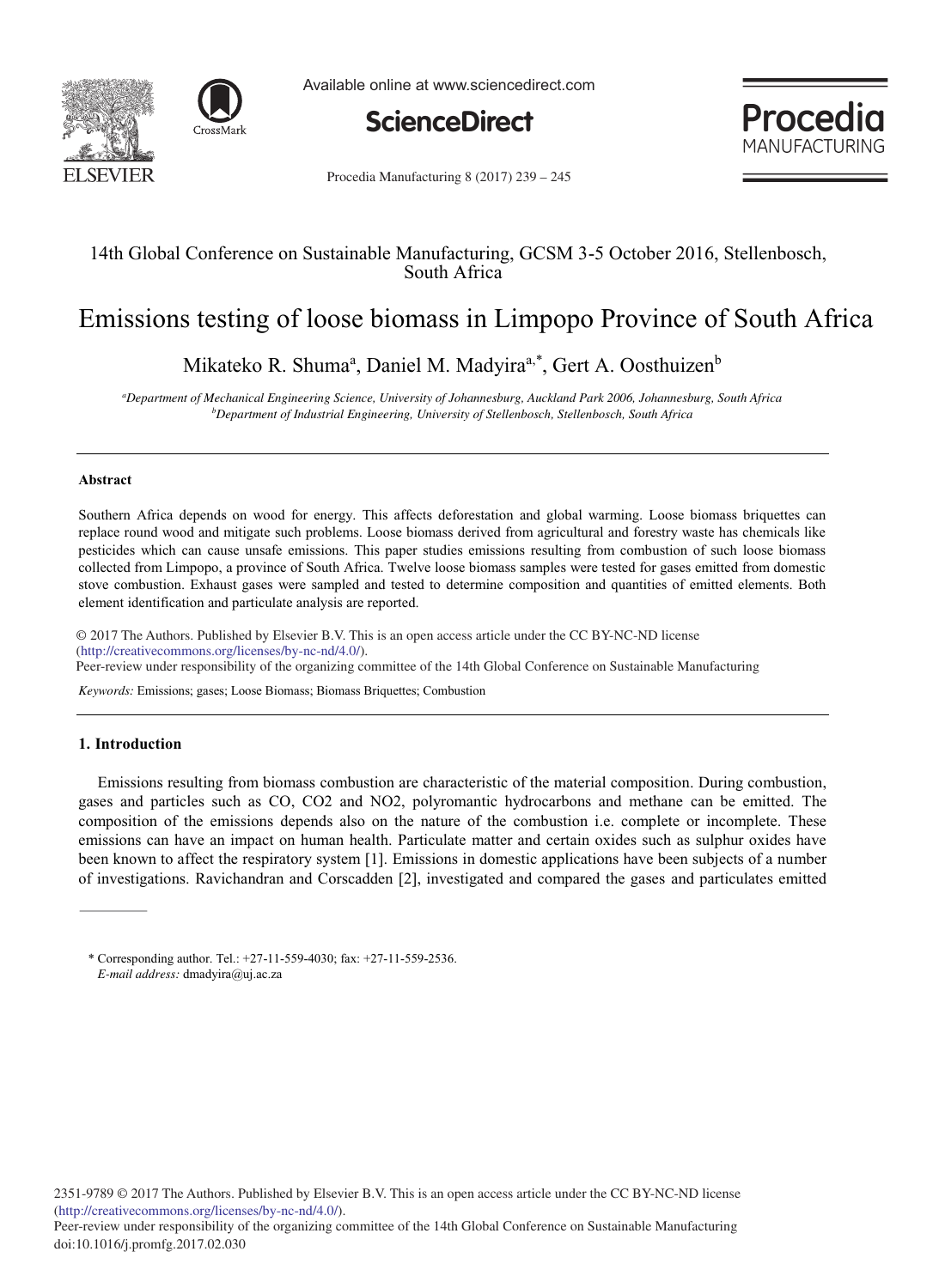14th Global Conference on Sustainable Manufacturing, GCSM 3-5 October 2016, Stellenbosch, South Africa

# Emissions testing of loose biomass in Limpopo Province of South Africa

Mikateko R. Shuma[a], Daniel M. Madyira[a,*], Gert A. Oosthuizen[b]

[a]Department of Mechanical Engineering Science, University of Johannesburg, Auckland Park 2006, Johannesburg, South Africa
[b]Department of Industrial Engineering, University of Stellenbosch, Stellenbosch, South Africa

### Abstract

Southern Africa depends on wood for energy. This affects deforestation and global warming. Loose biomass briquettes can replace round wood and mitigate such problems. Loose biomass derived from agricultural and forestry waste has chemicals like pesticides which can cause unsafe emissions. This paper studies emissions resulting from combustion of such loose biomass collected from Limpopo, a province of South Africa. Twelve loose biomass samples were tested for gases emitted from domestic stove combustion. Exhaust gases were sampled and tested to determine composition and quantities of emitted elements. Both element identification and particulate analysis are reported.

© 2017 The Authors. Published by Elsevier B.V. This is an open access article under the CC BY-NC-ND license (http://creativecommons.org/licenses/by-nc-nd/4.0/).
Peer-review under responsibility of the organizing committee of the 14th Global Conference on Sustainable Manufacturing

*Keywords:* Emissions; gases; Loose Biomass; Biomass Briquettes; Combustion

## 1. Introduction

Emissions resulting from biomass combustion are characteristic of the material composition. During combustion, gases and particles such as CO, CO2 and NO2, polyromantic hydrocarbons and methane can be emitted. The composition of the emissions depends also on the nature of the combustion i.e. complete or incomplete. These emissions can have an impact on human health. Particulate matter and certain oxides such as sulphur oxides have been known to affect the respiratory system [1]. Emissions in domestic applications have been subjects of a number of investigations. Ravichandran and Corscadden [2], investigated and compared the gases and particulates emitted

\* Corresponding author. Tel.: +27-11-559-4030; fax: +27-11-559-2536.
*E-mail address:* dmadyira@uj.ac.za

2351-9789 © 2017 The Authors. Published by Elsevier B.V. This is an open access article under the CC BY-NC-ND license (http://creativecommons.org/licenses/by-nc-nd/4.0/).
Peer-review under responsibility of the organizing committee of the 14th Global Conference on Sustainable Manufacturing
doi:10.1016/j.promfg.2017.02.030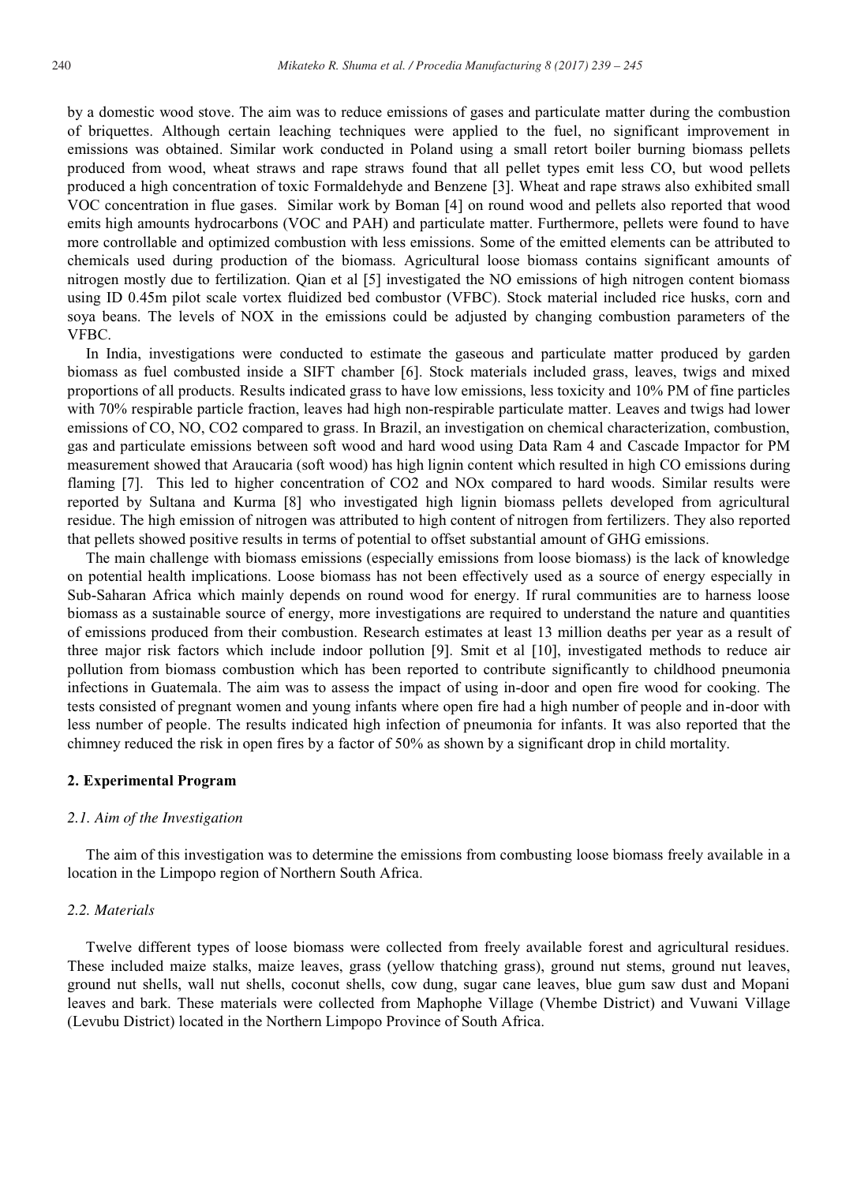by a domestic wood stove. The aim was to reduce emissions of gases and particulate matter during the combustion of briquettes. Although certain leaching techniques were applied to the fuel, no significant improvement in emissions was obtained. Similar work conducted in Poland using a small retort boiler burning biomass pellets produced from wood, wheat straws and rape straws found that all pellet types emit less CO, but wood pellets produced a high concentration of toxic Formaldehyde and Benzene [3]. Wheat and rape straws also exhibited small VOC concentration in flue gases. Similar work by Boman [4] on round wood and pellets also reported that wood emits high amounts hydrocarbons (VOC and PAH) and particulate matter. Furthermore, pellets were found to have more controllable and optimized combustion with less emissions. Some of the emitted elements can be attributed to chemicals used during production of the biomass. Agricultural loose biomass contains significant amounts of nitrogen mostly due to fertilization. Qian et al [5] investigated the NO emissions of high nitrogen content biomass using ID 0.45m pilot scale vortex fluidized bed combustor (VFBC). Stock material included rice husks, corn and soya beans. The levels of NOX in the emissions could be adjusted by changing combustion parameters of the VFBC.

In India, investigations were conducted to estimate the gaseous and particulate matter produced by garden biomass as fuel combusted inside a SIFT chamber [6]. Stock materials included grass, leaves, twigs and mixed proportions of all products. Results indicated grass to have low emissions, less toxicity and 10% PM of fine particles with 70% respirable particle fraction, leaves had high non-respirable particulate matter. Leaves and twigs had lower emissions of CO, NO, $CO_2$ compared to grass. In Brazil, an investigation on chemical characterization, combustion, gas and particulate emissions between soft wood and hard wood using Data Ram 4 and Cascade Impactor for PM measurement showed that Araucaria (soft wood) has high lignin content which resulted in high CO emissions during flaming [7]. This led to higher concentration of $CO_2$ and $NO_x$ compared to hard woods. Similar results were reported by Sultana and Kurma [8] who investigated high lignin biomass pellets developed from agricultural residue. The high emission of nitrogen was attributed to high content of nitrogen from fertilizers. They also reported that pellets showed positive results in terms of potential to offset substantial amount of GHG emissions.

The main challenge with biomass emissions (especially emissions from loose biomass) is the lack of knowledge on potential health implications. Loose biomass has not been effectively used as a source of energy especially in Sub-Saharan Africa which mainly depends on round wood for energy. If rural communities are to harness loose biomass as a sustainable source of energy, more investigations are required to understand the nature and quantities of emissions produced from their combustion. Research estimates at least 13 million deaths per year as a result of three major risk factors which include indoor pollution [9]. Smit et al [10], investigated methods to reduce air pollution from biomass combustion which has been reported to contribute significantly to childhood pneumonia infections in Guatemala. The aim was to assess the impact of using in-door and open fire wood for cooking. The tests consisted of pregnant women and young infants where open fire had a high number of people and in-door with less number of people. The results indicated high infection of pneumonia for infants. It was also reported that the chimney reduced the risk in open fires by a factor of 50% as shown by a significant drop in child mortality.

## 2. Experimental Program

### *2.1. Aim of the Investigation*

The aim of this investigation was to determine the emissions from combusting loose biomass freely available in a location in the Limpopo region of Northern South Africa.

### *2.2. Materials*

Twelve different types of loose biomass were collected from freely available forest and agricultural residues. These included maize stalks, maize leaves, grass (yellow thatching grass), ground nut stems, ground nut leaves, ground nut shells, wall nut shells, coconut shells, cow dung, sugar cane leaves, blue gum saw dust and Mopani leaves and bark. These materials were collected from Maphophe Village (Vhembe District) and Vuwani Village (Levubu District) located in the Northern Limpopo Province of South Africa.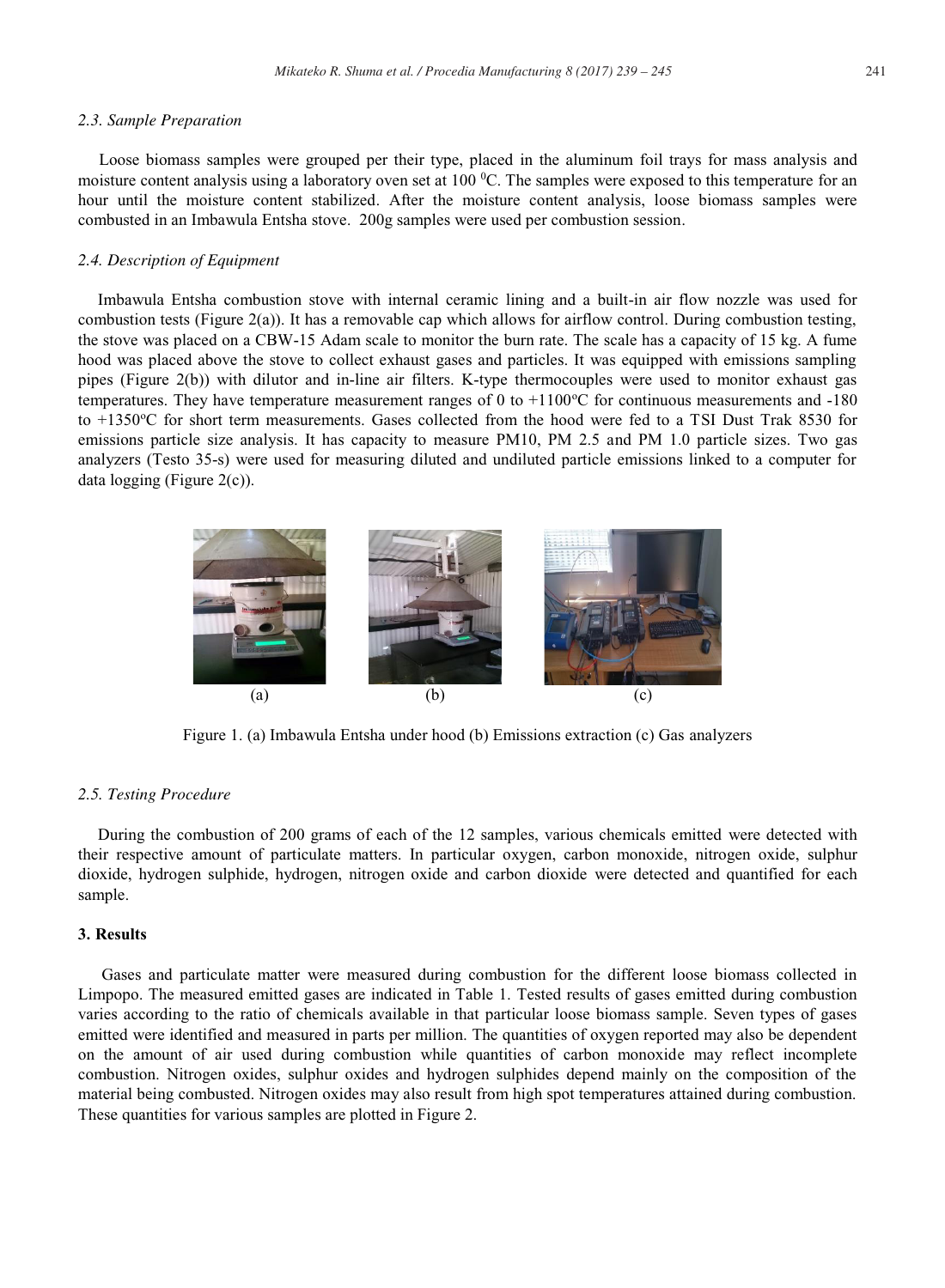### 2.3. Sample Preparation

Loose biomass samples were grouped per their type, placed in the aluminum foil trays for mass analysis and moisture content analysis using a laboratory oven set at 100 $^0$C. The samples were exposed to this temperature for an hour until the moisture content stabilized. After the moisture content analysis, loose biomass samples were combusted in an Imbawula Entsha stove. 200g samples were used per combustion session.

### 2.4. Description of Equipment

Imbawula Entsha combustion stove with internal ceramic lining and a built-in air flow nozzle was used for combustion tests (Figure 2(a)). It has a removable cap which allows for airflow control. During combustion testing, the stove was placed on a CBW-15 Adam scale to monitor the burn rate. The scale has a capacity of 15 kg. A fume hood was placed above the stove to collect exhaust gases and particles. It was equipped with emissions sampling pipes (Figure 2(b)) with dilutor and in-line air filters. K-type thermocouples were used to monitor exhaust gas temperatures. They have temperature measurement ranges of 0 to +1100$^o$C for continuous measurements and -180 to +1350$^o$C for short term measurements. Gases collected from the hood were fed to a TSI Dust Trak 8530 for emissions particle size analysis. It has capacity to measure PM10, PM 2.5 and PM 1.0 particle sizes. Two gas analyzers (Testo 35-s) were used for measuring diluted and undiluted particle emissions linked to a computer for data logging (Figure 2(c)).

(a) (b) (c)

Figure 1. (a) Imbawula Entsha under hood (b) Emissions extraction (c) Gas analyzers

### 2.5. Testing Procedure

During the combustion of 200 grams of each of the 12 samples, various chemicals emitted were detected with their respective amount of particulate matters. In particular oxygen, carbon monoxide, nitrogen oxide, sulphur dioxide, hydrogen sulphide, hydrogen, nitrogen oxide and carbon dioxide were detected and quantified for each sample.

## 3. Results

Gases and particulate matter were measured during combustion for the different loose biomass collected in Limpopo. The measured emitted gases are indicated in Table 1. Tested results of gases emitted during combustion varies according to the ratio of chemicals available in that particular loose biomass sample. Seven types of gases emitted were identified and measured in parts per million. The quantities of oxygen reported may also be dependent on the amount of air used during combustion while quantities of carbon monoxide may reflect incomplete combustion. Nitrogen oxides, sulphur oxides and hydrogen sulphides depend mainly on the composition of the material being combusted. Nitrogen oxides may also result from high spot temperatures attained during combustion. These quantities for various samples are plotted in Figure 2.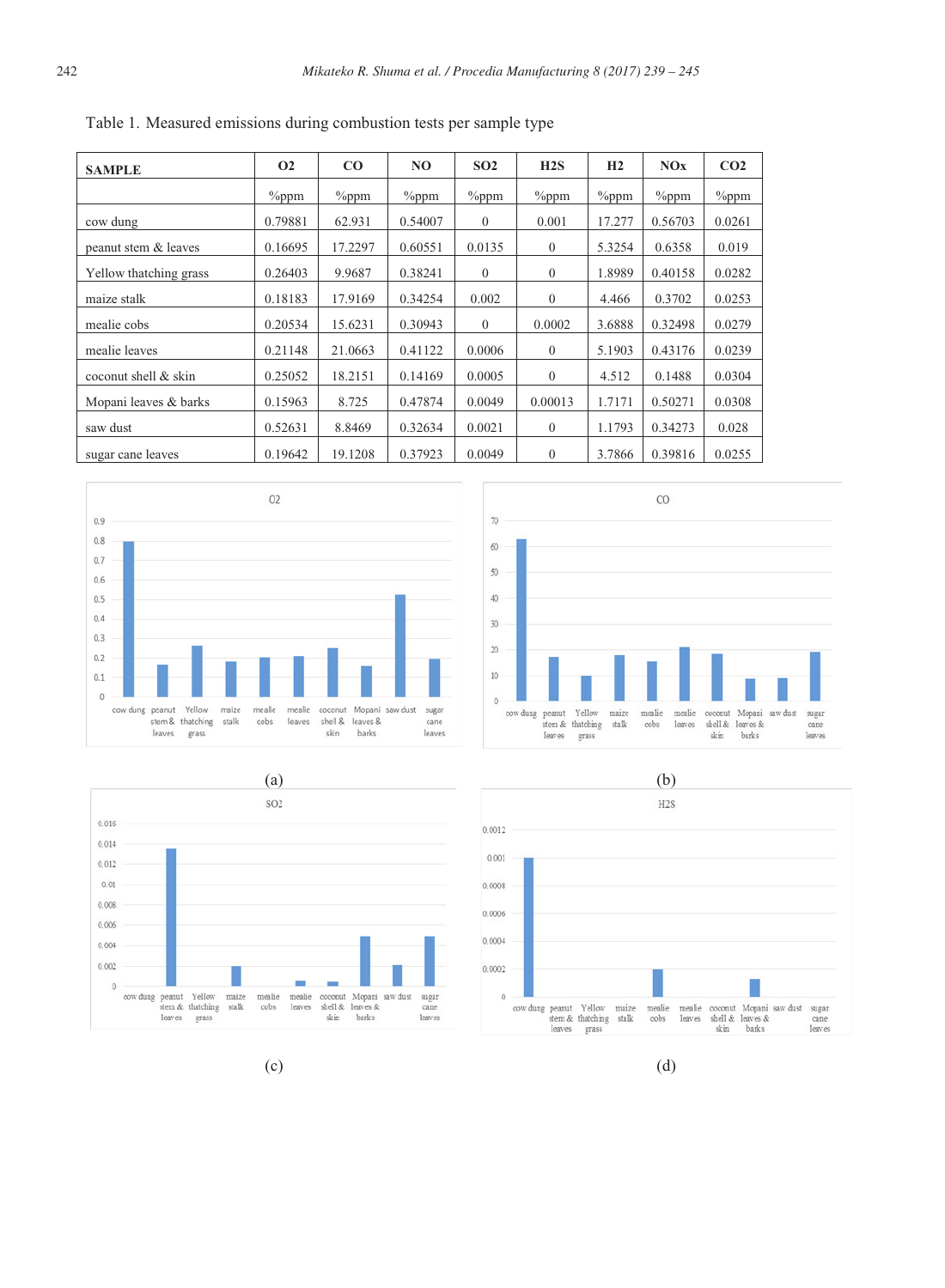Table 1. Measured emissions during combustion tests per sample type

| SAMPLE | O2 | CO | NO | SO2 | H2S | H2 | NOx | CO2 |
|---|---|---|---|---|---|---|---|---|
| | %ppm | %ppm | %ppm | %ppm | %ppm | %ppm | %ppm | %ppm |
| cow dung | 0.79881 | 62.931 | 0.54007 | 0 | 0.001 | 17.277 | 0.56703 | 0.0261 |
| peanut stem & leaves | 0.16695 | 17.2297 | 0.60551 | 0.0135 | 0 | 5.3254 | 0.6358 | 0.019 |
| Yellow thatching grass | 0.26403 | 9.9687 | 0.38241 | 0 | 0 | 1.8989 | 0.40158 | 0.0282 |
| maize stalk | 0.18183 | 17.9169 | 0.34254 | 0.002 | 0 | 4.466 | 0.3702 | 0.0253 |
| mealie cobs | 0.20534 | 15.6231 | 0.30943 | 0 | 0.0002 | 3.6888 | 0.32498 | 0.0279 |
| mealie leaves | 0.21148 | 21.0663 | 0.41122 | 0.0006 | 0 | 5.1903 | 0.43176 | 0.0239 |
| coconut shell & skin | 0.25052 | 18.2151 | 0.14169 | 0.0005 | 0 | 4.512 | 0.1488 | 0.0304 |
| Mopani leaves & barks | 0.15963 | 8.725 | 0.47874 | 0.0049 | 0.00013 | 1.7171 | 0.50271 | 0.0308 |
| saw dust | 0.52631 | 8.8469 | 0.32634 | 0.0021 | 0 | 1.1793 | 0.34273 | 0.028 |
| sugar cane leaves | 0.19642 | 19.1208 | 0.37923 | 0.0049 | 0 | 3.7866 | 0.39816 | 0.0255 |

(a)

(b)

(c)

(d)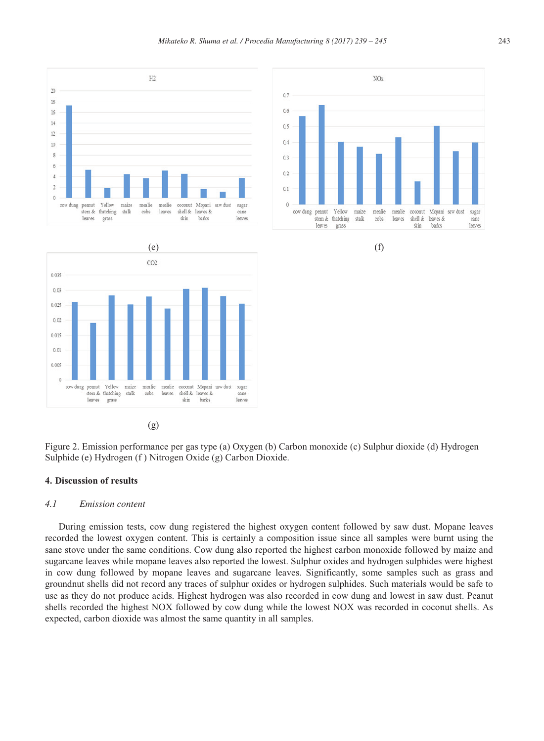(e)

(f)

(g)

Figure 2. Emission performance per gas type (a) Oxygen (b) Carbon monoxide (c) Sulphur dioxide (d) Hydrogen Sulphide (e) Hydrogen (f ) Nitrogen Oxide (g) Carbon Dioxide.

## 4. Discussion of results

### *4.1 Emission content*

During emission tests, cow dung registered the highest oxygen content followed by saw dust. Mopane leaves recorded the lowest oxygen content. This is certainly a composition issue since all samples were burnt using the sane stove under the same conditions. Cow dung also reported the highest carbon monoxide followed by maize and sugarcane leaves while mopane leaves also reported the lowest. Sulphur oxides and hydrogen sulphides were highest in cow dung followed by mopane leaves and sugarcane leaves. Significantly, some samples such as grass and groundnut shells did not record any traces of sulphur oxides or hydrogen sulphides. Such materials would be safe to use as they do not produce acids. Highest hydrogen was also recorded in cow dung and lowest in saw dust. Peanut shells recorded the highest NOX followed by cow dung while the lowest NOX was recorded in coconut shells. As expected, carbon dioxide was almost the same quantity in all samples.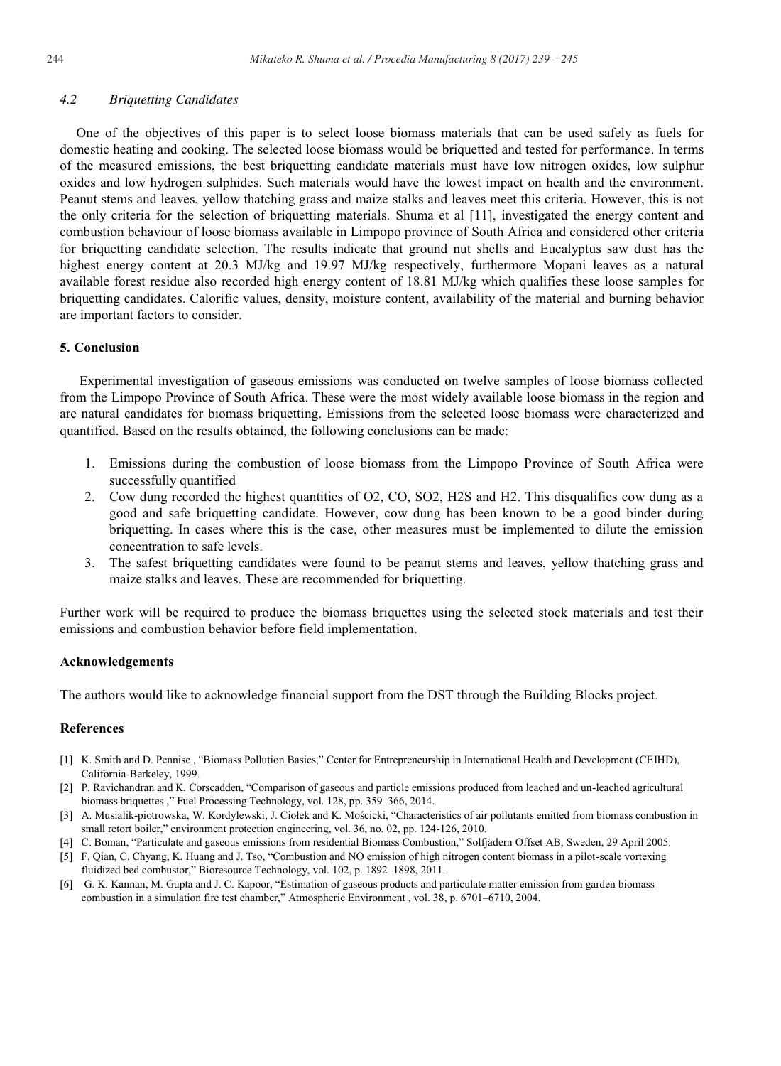### 4.2 Briquetting Candidates

One of the objectives of this paper is to select loose biomass materials that can be used safely as fuels for domestic heating and cooking. The selected loose biomass would be briquetted and tested for performance. In terms of the measured emissions, the best briquetting candidate materials must have low nitrogen oxides, low sulphur oxides and low hydrogen sulphides. Such materials would have the lowest impact on health and the environment. Peanut stems and leaves, yellow thatching grass and maize stalks and leaves meet this criteria. However, this is not the only criteria for the selection of briquetting materials. Shuma et al [11], investigated the energy content and combustion behaviour of loose biomass available in Limpopo province of South Africa and considered other criteria for briquetting candidate selection. The results indicate that ground nut shells and Eucalyptus saw dust has the highest energy content at 20.3 MJ/kg and 19.97 MJ/kg respectively, furthermore Mopani leaves as a natural available forest residue also recorded high energy content of 18.81 MJ/kg which qualifies these loose samples for briquetting candidates. Calorific values, density, moisture content, availability of the material and burning behavior are important factors to consider.

## 5. Conclusion

Experimental investigation of gaseous emissions was conducted on twelve samples of loose biomass collected from the Limpopo Province of South Africa. These were the most widely available loose biomass in the region and are natural candidates for biomass briquetting. Emissions from the selected loose biomass were characterized and quantified. Based on the results obtained, the following conclusions can be made:

1. Emissions during the combustion of loose biomass from the Limpopo Province of South Africa were successfully quantified
2. Cow dung recorded the highest quantities of $O_2$, CO, $SO_2$, $H_2S$ and $H_2$. This disqualifies cow dung as a good and safe briquetting candidate. However, cow dung has been known to be a good binder during briquetting. In cases where this is the case, other measures must be implemented to dilute the emission concentration to safe levels.
3. The safest briquetting candidates were found to be peanut stems and leaves, yellow thatching grass and maize stalks and leaves. These are recommended for briquetting.

Further work will be required to produce the biomass briquettes using the selected stock materials and test their emissions and combustion behavior before field implementation.

### Acknowledgements

The authors would like to acknowledge financial support from the DST through the Building Blocks project.

### References

[1] K. Smith and D. Pennise , "Biomass Pollution Basics," Center for Entrepreneurship in International Health and Development (CEIHD), California-Berkeley, 1999.

[2] P. Ravichandran and K. Corscadden, "Comparison of gaseous and particle emissions produced from leached and un-leached agricultural biomass briquettes.," Fuel Processing Technology, vol. 128, pp. 359–366, 2014.

[3] A. Musialik-piotrowska, W. Kordylewski, J. Ciołek and K. Mościcki, "Characteristics of air pollutants emitted from biomass combustion in small retort boiler," environment protection engineering, vol. 36, no. 02, pp. 124-126, 2010.

[4] C. Boman, "Particulate and gaseous emissions from residential Biomass Combustion," Solfjädern Offset AB, Sweden, 29 April 2005.

[5] F. Qian, C. Chyang, K. Huang and J. Tso, "Combustion and NO emission of high nitrogen content biomass in a pilot-scale vortexing fluidized bed combustor," Bioresource Technology, vol. 102, p. 1892–1898, 2011.

[6] G. K. Kannan, M. Gupta and J. C. Kapoor, "Estimation of gaseous products and particulate matter emission from garden biomass combustion in a simulation fire test chamber," Atmospheric Environment , vol. 38, p. 6701–6710, 2004.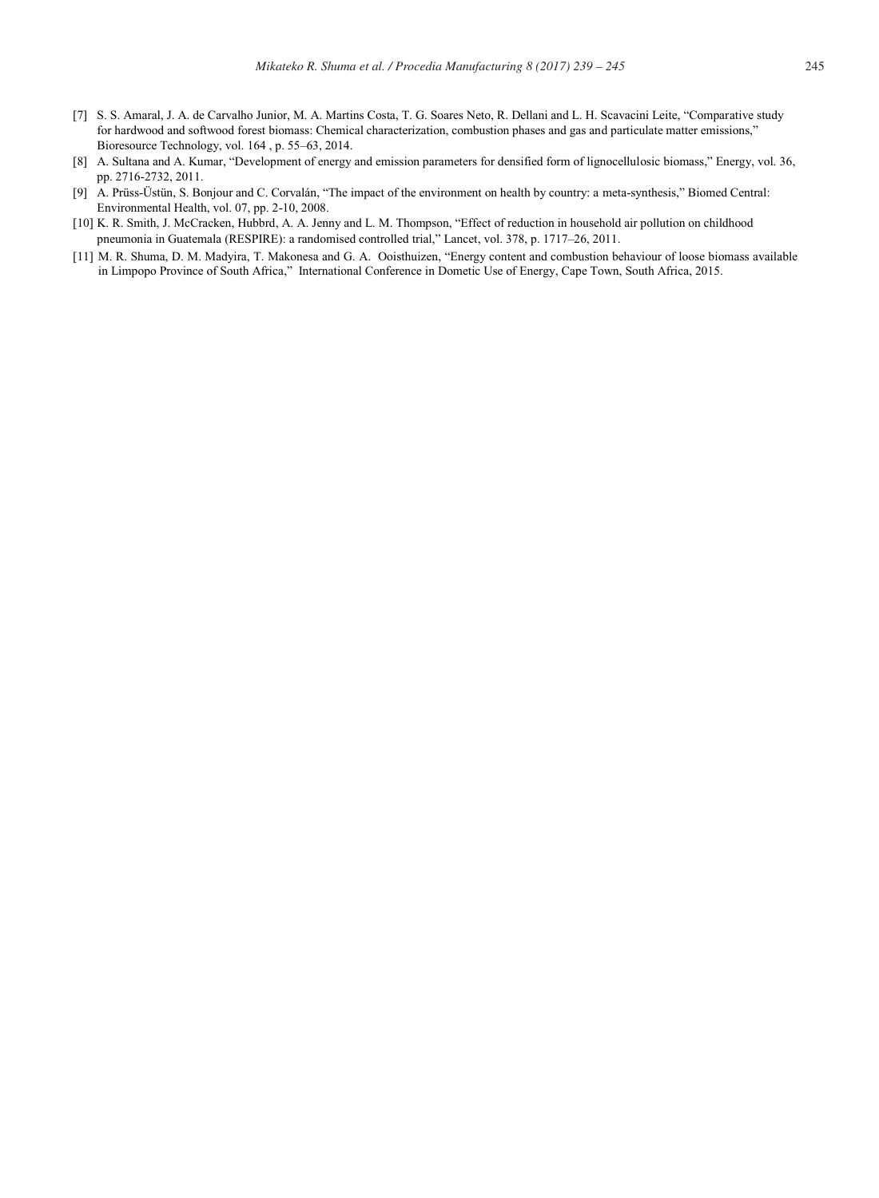[7] S. S. Amaral, J. A. de Carvalho Junior, M. A. Martins Costa, T. G. Soares Neto, R. Dellani and L. H. Scavacini Leite, "Comparative study for hardwood and softwood forest biomass: Chemical characterization, combustion phases and gas and particulate matter emissions," Bioresource Technology, vol. 164 , p. 55–63, 2014.

[8] A. Sultana and A. Kumar, "Development of energy and emission parameters for densified form of lignocellulosic biomass," Energy, vol. 36, pp. 2716-2732, 2011.

[9] A. Prüss-Üstün, S. Bonjour and C. Corvalán, "The impact of the environment on health by country: a meta-synthesis," Biomed Central: Environmental Health, vol. 07, pp. 2-10, 2008.

[10] K. R. Smith, J. McCracken, Hubbrd, A. A. Jenny and L. M. Thompson, "Effect of reduction in household air pollution on childhood pneumonia in Guatemala (RESPIRE): a randomised controlled trial," Lancet, vol. 378, p. 1717–26, 2011.

[11] M. R. Shuma, D. M. Madyira, T. Makonesa and G. A. Ooisthuizen, "Energy content and combustion behaviour of loose biomass available in Limpopo Province of South Africa," International Conference in Dometic Use of Energy, Cape Town, South Africa, 2015.